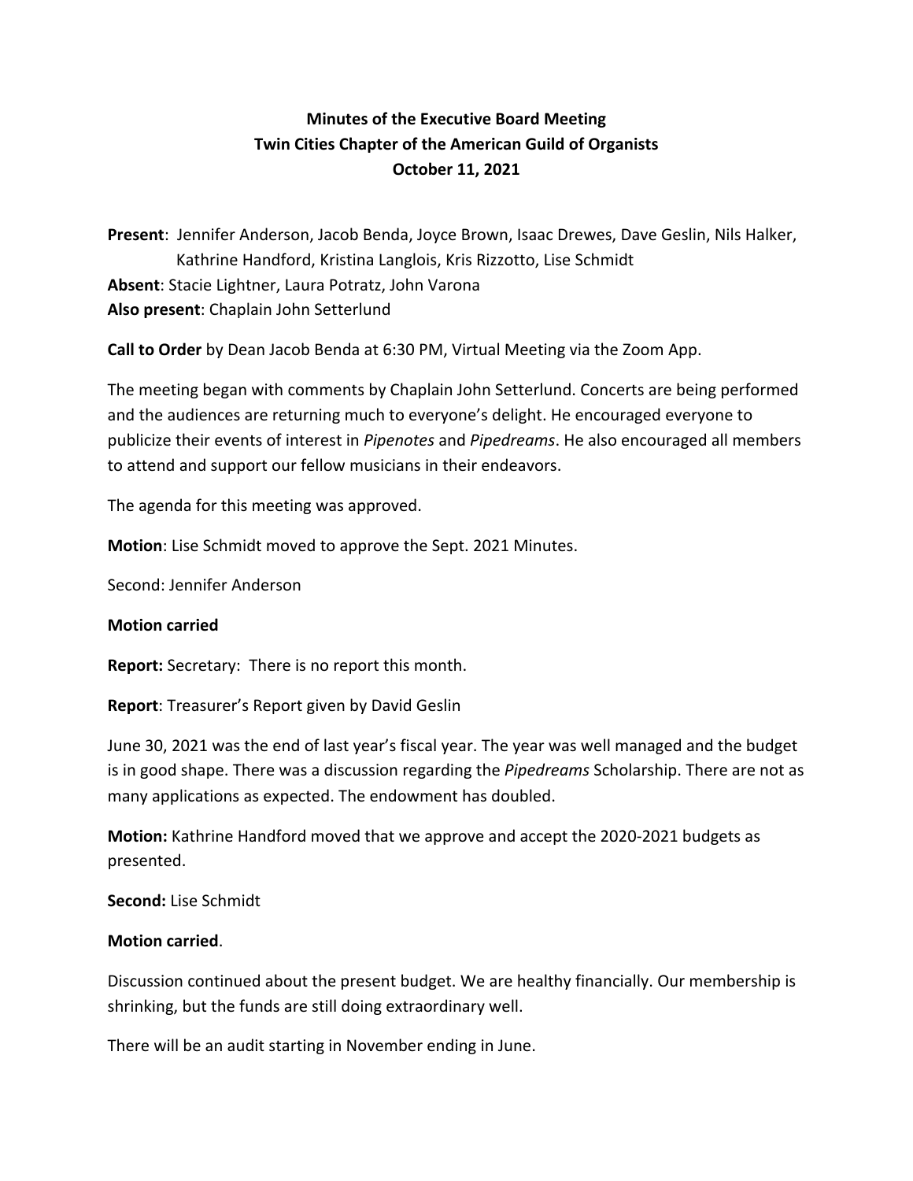**Minutes of the Executive Board Meeting**
**Twin Cities Chapter of the American Guild of Organists**
**October 11, 2021**

**Present**: Jennifer Anderson, Jacob Benda, Joyce Brown, Isaac Drewes, Dave Geslin, Nils Halker, Kathrine Handford, Kristina Langlois, Kris Rizzotto, Lise Schmidt
**Absent**: Stacie Lightner, Laura Potratz, John Varona
**Also present**: Chaplain John Setterlund

**Call to Order** by Dean Jacob Benda at 6:30 PM, Virtual Meeting via the Zoom App.

The meeting began with comments by Chaplain John Setterlund. Concerts are being performed and the audiences are returning much to everyone's delight. He encouraged everyone to publicize their events of interest in *Pipenotes* and *Pipedreams*. He also encouraged all members to attend and support our fellow musicians in their endeavors.

The agenda for this meeting was approved.

**Motion**: Lise Schmidt moved to approve the Sept. 2021 Minutes.

Second: Jennifer Anderson

**Motion carried**

**Report:** Secretary: There is no report this month.

**Report**: Treasurer's Report given by David Geslin

June 30, 2021 was the end of last year's fiscal year. The year was well managed and the budget is in good shape. There was a discussion regarding the *Pipedreams* Scholarship. There are not as many applications as expected. The endowment has doubled.

**Motion:** Kathrine Handford moved that we approve and accept the 2020-2021 budgets as presented.

**Second:** Lise Schmidt

**Motion carried**.

Discussion continued about the present budget. We are healthy financially. Our membership is shrinking, but the funds are still doing extraordinary well.

There will be an audit starting in November ending in June.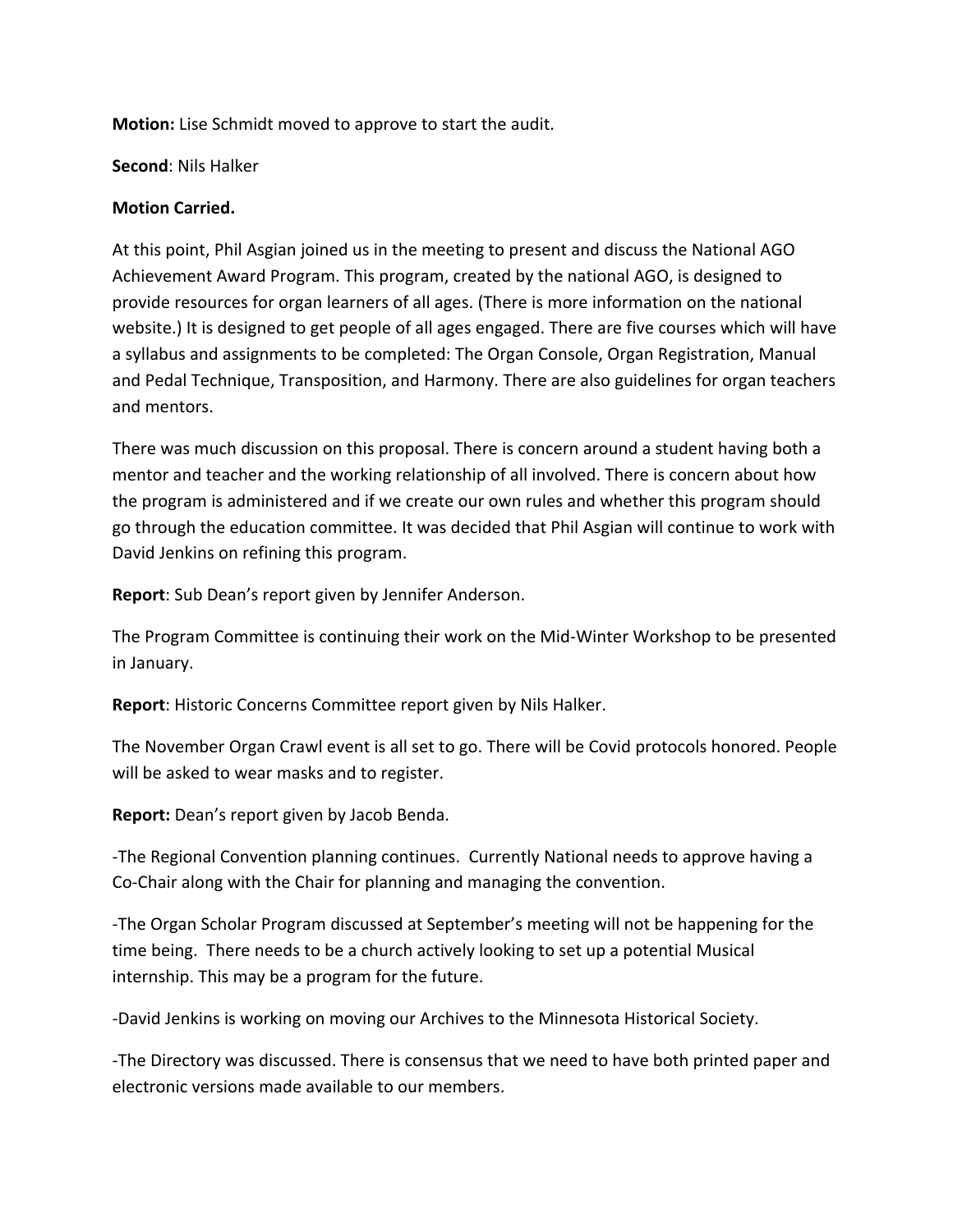**Motion:** Lise Schmidt moved to approve to start the audit.

**Second**: Nils Halker

**Motion Carried.**

At this point, Phil Asgian joined us in the meeting to present and discuss the National AGO Achievement Award Program. This program, created by the national AGO, is designed to provide resources for organ learners of all ages. (There is more information on the national website.) It is designed to get people of all ages engaged. There are five courses which will have a syllabus and assignments to be completed: The Organ Console, Organ Registration, Manual and Pedal Technique, Transposition, and Harmony. There are also guidelines for organ teachers and mentors.

There was much discussion on this proposal. There is concern around a student having both a mentor and teacher and the working relationship of all involved. There is concern about how the program is administered and if we create our own rules and whether this program should go through the education committee. It was decided that Phil Asgian will continue to work with David Jenkins on refining this program.

**Report**: Sub Dean's report given by Jennifer Anderson.

The Program Committee is continuing their work on the Mid-Winter Workshop to be presented in January.

**Report**: Historic Concerns Committee report given by Nils Halker.

The November Organ Crawl event is all set to go. There will be Covid protocols honored. People will be asked to wear masks and to register.

**Report:** Dean's report given by Jacob Benda.

-The Regional Convention planning continues. Currently National needs to approve having a Co-Chair along with the Chair for planning and managing the convention.

-The Organ Scholar Program discussed at September's meeting will not be happening for the time being. There needs to be a church actively looking to set up a potential Musical internship. This may be a program for the future.

-David Jenkins is working on moving our Archives to the Minnesota Historical Society.

-The Directory was discussed. There is consensus that we need to have both printed paper and electronic versions made available to our members.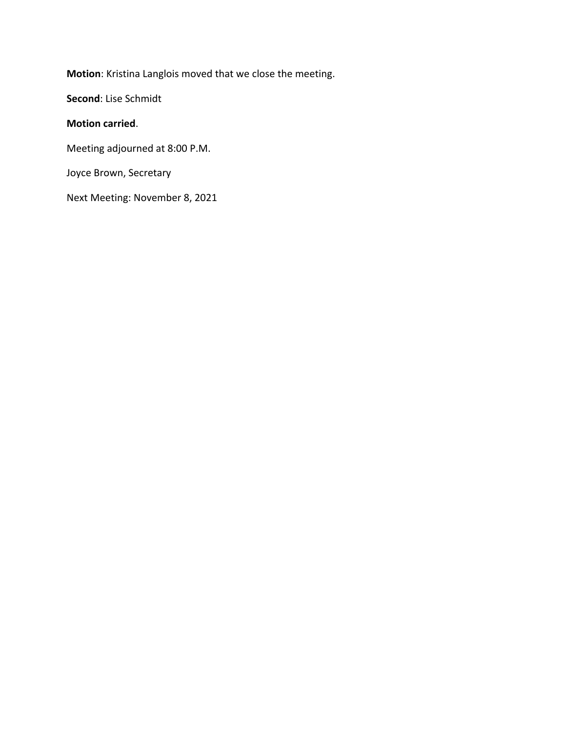**Motion**: Kristina Langlois moved that we close the meeting.

**Second**: Lise Schmidt

**Motion carried**.

Meeting adjourned at 8:00 P.M.

Joyce Brown, Secretary

Next Meeting: November 8, 2021